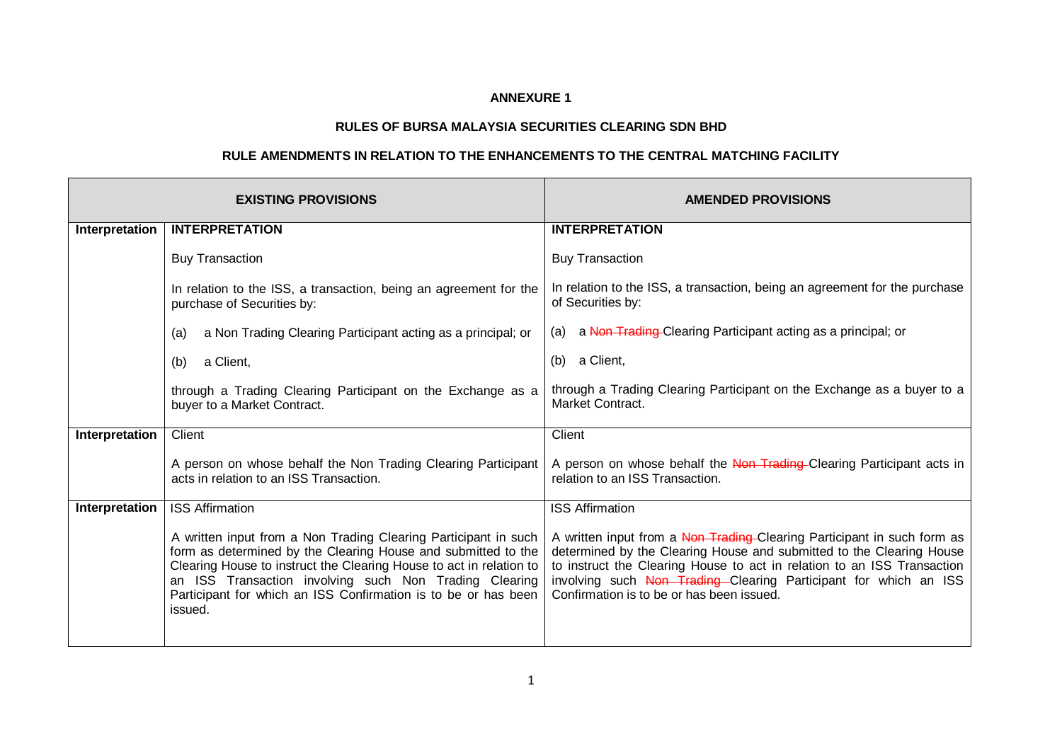**ANNEXURE 1**

**RULES OF BURSA MALAYSIA SECURITIES CLEARING SDN BHD**

**RULE AMENDMENTS IN RELATION TO THE ENHANCEMENTS TO THE CENTRAL MATCHING FACILITY**

| | EXISTING PROVISIONS | AMENDED PROVISIONS |
|---|---|---|
| **Interpretation** | **INTERPRETATION**<br><br>Buy Transaction<br><br>In relation to the ISS, a transaction, being an agreement for the purchase of Securities by:<br><br>(a) a Non Trading Clearing Participant acting as a principal; or<br><br>(b) a Client,<br><br>through a Trading Clearing Participant on the Exchange as a buyer to a Market Contract. | **INTERPRETATION**<br><br>Buy Transaction<br><br>In relation to the ISS, a transaction, being an agreement for the purchase of Securities by:<br><br>(a) a ~~Non Trading~~ Clearing Participant acting as a principal; or<br><br>(b) a Client,<br><br>through a Trading Clearing Participant on the Exchange as a buyer to a Market Contract. |
| **Interpretation** | Client<br><br>A person on whose behalf the Non Trading Clearing Participant acts in relation to an ISS Transaction. | Client<br><br>A person on whose behalf the ~~Non Trading~~ Clearing Participant acts in relation to an ISS Transaction. |
| **Interpretation** | ISS Affirmation<br><br>A written input from a Non Trading Clearing Participant in such form as determined by the Clearing House and submitted to the Clearing House to instruct the Clearing House to act in relation to an ISS Transaction involving such Non Trading Clearing Participant for which an ISS Confirmation is to be or has been issued. | ISS Affirmation<br><br>A written input from a ~~Non Trading~~ Clearing Participant in such form as determined by the Clearing House and submitted to the Clearing House to instruct the Clearing House to act in relation to an ISS Transaction involving such ~~Non Trading~~ Clearing Participant for which an ISS Confirmation is to be or has been issued. |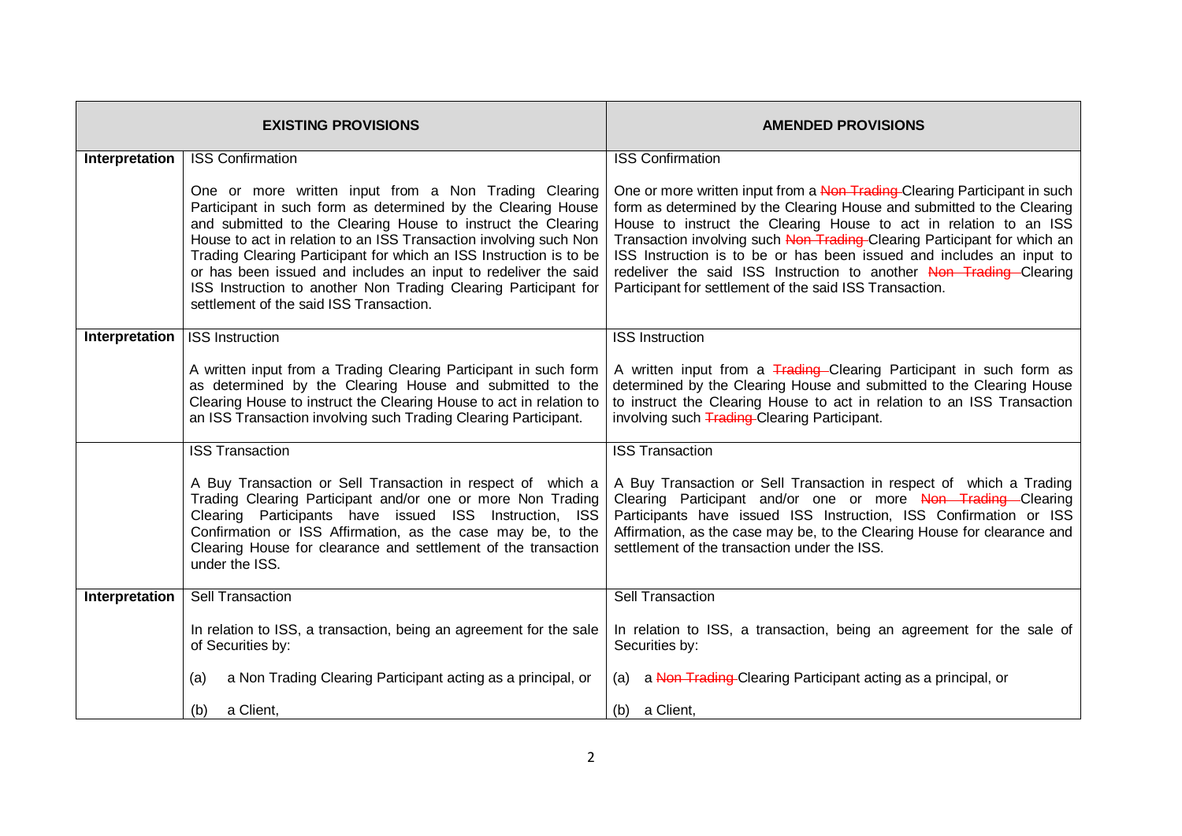| EXISTING PROVISIONS | | AMENDED PROVISIONS |
|---|---|---|
| **Interpretation** | ISS Confirmation<br><br>One or more written input from a Non Trading Clearing Participant in such form as determined by the Clearing House and submitted to the Clearing House to instruct the Clearing House to act in relation to an ISS Transaction involving such Non Trading Clearing Participant for which an ISS Instruction is to be or has been issued and includes an input to redeliver the said ISS Instruction to another Non Trading Clearing Participant for settlement of the said ISS Transaction. | ISS Confirmation<br><br>One or more written input from a ~~Non Trading~~ Clearing Participant in such form as determined by the Clearing House and submitted to the Clearing House to instruct the Clearing House to act in relation to an ISS Transaction involving such ~~Non Trading~~ Clearing Participant for which an ISS Instruction is to be or has been issued and includes an input to redeliver the said ISS Instruction to another ~~Non Trading~~ Clearing Participant for settlement of the said ISS Transaction. |
| **Interpretation** | ISS Instruction<br><br>A written input from a Trading Clearing Participant in such form as determined by the Clearing House and submitted to the Clearing House to instruct the Clearing House to act in relation to an ISS Transaction involving such Trading Clearing Participant. | ISS Instruction<br><br>A written input from a ~~Trading~~ Clearing Participant in such form as determined by the Clearing House and submitted to the Clearing House to instruct the Clearing House to act in relation to an ISS Transaction involving such ~~Trading~~ Clearing Participant. |
| | ISS Transaction<br><br>A Buy Transaction or Sell Transaction in respect of which a Trading Clearing Participant and/or one or more Non Trading Clearing Participants have issued ISS Instruction, ISS Confirmation or ISS Affirmation, as the case may be, to the Clearing House for clearance and settlement of the transaction under the ISS. | ISS Transaction<br><br>A Buy Transaction or Sell Transaction in respect of which a Trading Clearing Participant and/or one or more ~~Non Trading~~ Clearing Participants have issued ISS Instruction, ISS Confirmation or ISS Affirmation, as the case may be, to the Clearing House for clearance and settlement of the transaction under the ISS. |
| **Interpretation** | Sell Transaction<br><br>In relation to ISS, a transaction, being an agreement for the sale of Securities by:<br><br>(a) a Non Trading Clearing Participant acting as a principal, or<br><br>(b) a Client, | Sell Transaction<br><br>In relation to ISS, a transaction, being an agreement for the sale of Securities by:<br><br>(a) a ~~Non Trading~~ Clearing Participant acting as a principal, or<br><br>(b) a Client, |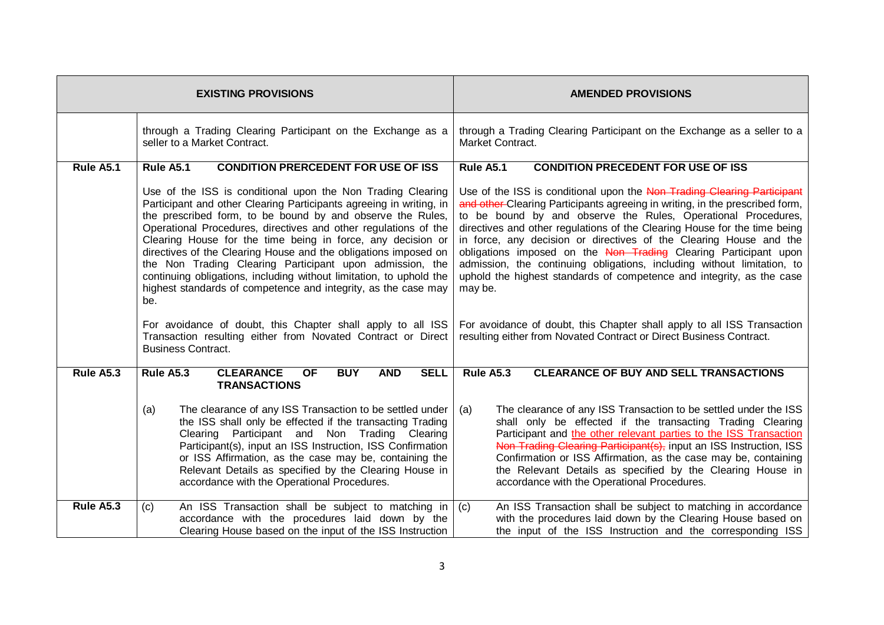| EXISTING PROVISIONS | | AMENDED PROVISIONS |
|---|---|---|
| | through a Trading Clearing Participant on the Exchange as a seller to a Market Contract. | through a Trading Clearing Participant on the Exchange as a seller to a Market Contract. |
| **Rule A5.1** | **Rule A5.1 CONDITION PRERCEDENT FOR USE OF ISS**<br><br>Use of the ISS is conditional upon the Non Trading Clearing Participant and other Clearing Participants agreeing in writing, in the prescribed form, to be bound by and observe the Rules, Operational Procedures, directives and other regulations of the Clearing House for the time being in force, any decision or directives of the Clearing House and the obligations imposed on the Non Trading Clearing Participant upon admission, the continuing obligations, including without limitation, to uphold the highest standards of competence and integrity, as the case may be.<br><br>For avoidance of doubt, this Chapter shall apply to all ISS Transaction resulting either from Novated Contract or Direct Business Contract. | **Rule A5.1 CONDITION PRECEDENT FOR USE OF ISS**<br><br>Use of the ISS is conditional upon the ~~Non Trading Clearing Participant and other~~ Clearing Participants agreeing in writing, in the prescribed form, to be bound by and observe the Rules, Operational Procedures, directives and other regulations of the Clearing House for the time being in force, any decision or directives of the Clearing House and the obligations imposed on the ~~Non Trading~~ Clearing Participant upon admission, the continuing obligations, including without limitation, to uphold the highest standards of competence and integrity, as the case may be.<br><br>For avoidance of doubt, this Chapter shall apply to all ISS Transaction resulting either from Novated Contract or Direct Business Contract. |
| **Rule A5.3** | **Rule A5.3 CLEARANCE OF BUY AND SELL TRANSACTIONS**<br><br>(a) The clearance of any ISS Transaction to be settled under the ISS shall only be effected if the transacting Trading Clearing Participant and Non Trading Clearing Participant(s), input an ISS Instruction, ISS Confirmation or ISS Affirmation, as the case may be, containing the Relevant Details as specified by the Clearing House in accordance with the Operational Procedures. | **Rule A5.3 CLEARANCE OF BUY AND SELL TRANSACTIONS**<br><br>(a) The clearance of any ISS Transaction to be settled under the ISS shall only be effected if the transacting Trading Clearing Participant and <u>the other relevant parties to the ISS Transaction</u> ~~Non Trading Clearing Participant(s),~~ input an ISS Instruction, ISS Confirmation or ISS Affirmation, as the case may be, containing the Relevant Details as specified by the Clearing House in accordance with the Operational Procedures. |
| **Rule A5.3** | (c) An ISS Transaction shall be subject to matching in accordance with the procedures laid down by the Clearing House based on the input of the ISS Instruction | (c) An ISS Transaction shall be subject to matching in accordance with the procedures laid down by the Clearing House based on the input of the ISS Instruction and the corresponding ISS |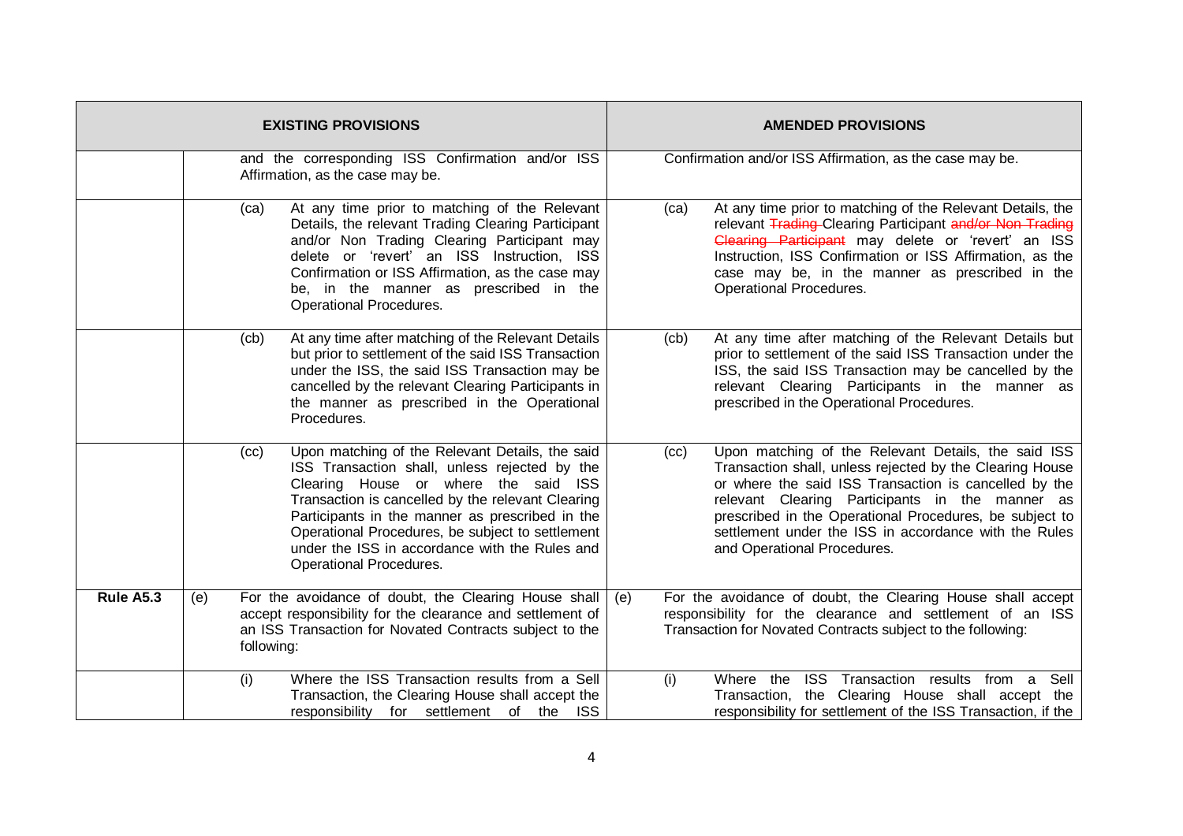| | | EXISTING PROVISIONS | | AMENDED PROVISIONS |
|---|---|---|---|---|
| | | and the corresponding ISS Confirmation and/or ISS Affirmation, as the case may be. | | Confirmation and/or ISS Affirmation, as the case may be. |
| | | (ca) At any time prior to matching of the Relevant Details, the relevant Trading Clearing Participant and/or Non Trading Clearing Participant may delete or 'revert' an ISS Instruction, ISS Confirmation or ISS Affirmation, as the case may be, in the manner as prescribed in the Operational Procedures. | | (ca) At any time prior to matching of the Relevant Details, the relevant ~~Trading~~ Clearing Participant ~~and/or Non Trading Clearing Participant~~ may delete or 'revert' an ISS Instruction, ISS Confirmation or ISS Affirmation, as the case may be, in the manner as prescribed in the Operational Procedures. |
| | | (cb) At any time after matching of the Relevant Details but prior to settlement of the said ISS Transaction under the ISS, the said ISS Transaction may be cancelled by the relevant Clearing Participants in the manner as prescribed in the Operational Procedures. | | (cb) At any time after matching of the Relevant Details but prior to settlement of the said ISS Transaction under the ISS, the said ISS Transaction may be cancelled by the relevant Clearing Participants in the manner as prescribed in the Operational Procedures. |
| | | (cc) Upon matching of the Relevant Details, the said ISS Transaction shall, unless rejected by the Clearing House or where the said ISS Transaction is cancelled by the relevant Clearing Participants in the manner as prescribed in the Operational Procedures, be subject to settlement under the ISS in accordance with the Rules and Operational Procedures. | | (cc) Upon matching of the Relevant Details, the said ISS Transaction shall, unless rejected by the Clearing House or where the said ISS Transaction is cancelled by the relevant Clearing Participants in the manner as prescribed in the Operational Procedures, be subject to settlement under the ISS in accordance with the Rules and Operational Procedures. |
| **Rule A5.3** | (e) | For the avoidance of doubt, the Clearing House shall accept responsibility for the clearance and settlement of an ISS Transaction for Novated Contracts subject to the following: | (e) | For the avoidance of doubt, the Clearing House shall accept responsibility for the clearance and settlement of an ISS Transaction for Novated Contracts subject to the following: |
| | | (i) Where the ISS Transaction results from a Sell Transaction, the Clearing House shall accept the responsibility for settlement of the ISS | | (i) Where the ISS Transaction results from a Sell Transaction, the Clearing House shall accept the responsibility for settlement of the ISS Transaction, if the |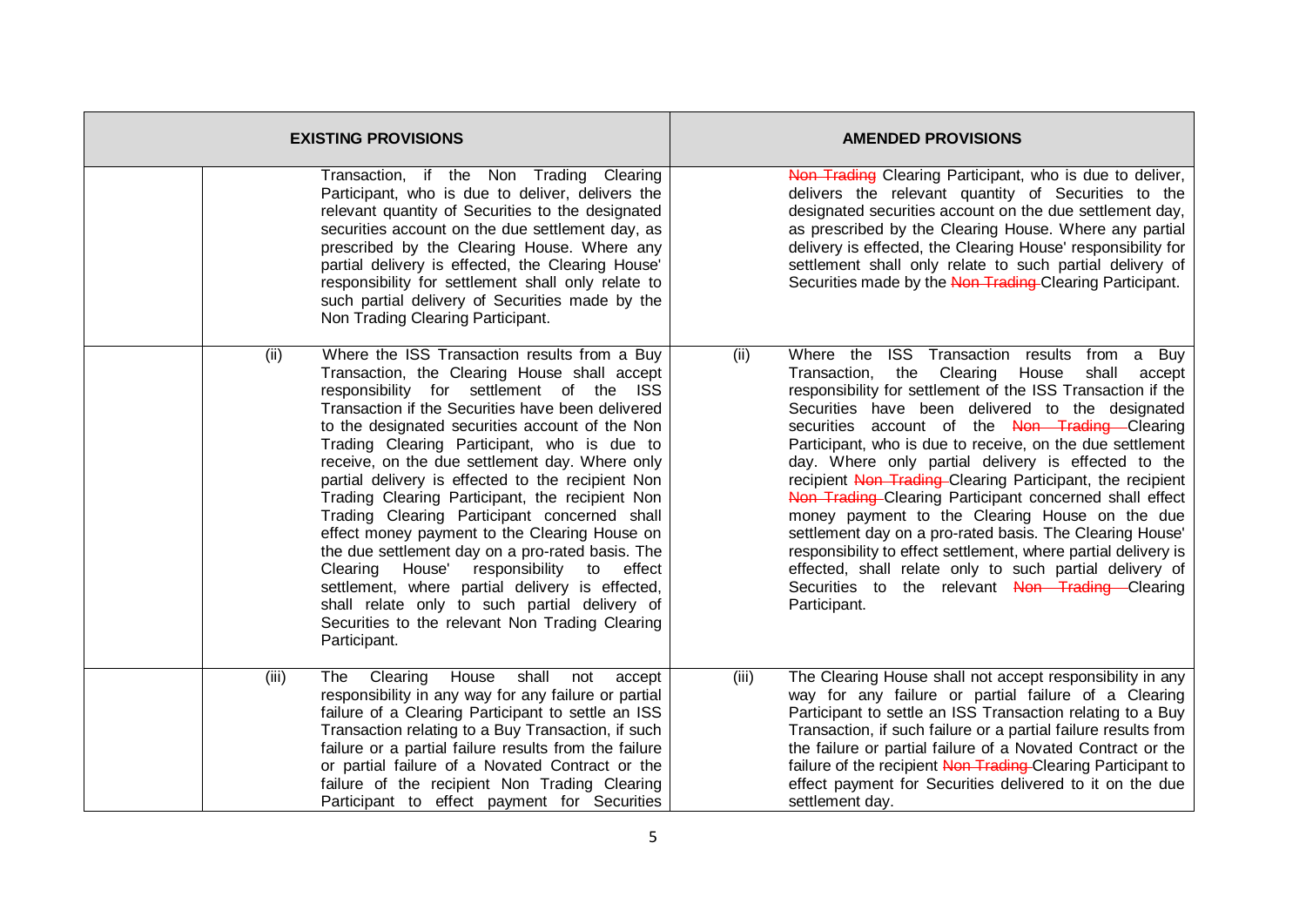| EXISTING PROVISIONS | | AMENDED PROVISIONS | |
|---|---|---|---|
| | Transaction, if the Non Trading Clearing Participant, who is due to deliver, delivers the relevant quantity of Securities to the designated securities account on the due settlement day, as prescribed by the Clearing House. Where any partial delivery is effected, the Clearing House' responsibility for settlement shall only relate to such partial delivery of Securities made by the Non Trading Clearing Participant. | | ~~Non Trading~~ Clearing Participant, who is due to deliver, delivers the relevant quantity of Securities to the designated securities account on the due settlement day, as prescribed by the Clearing House. Where any partial delivery is effected, the Clearing House' responsibility for settlement shall only relate to such partial delivery of Securities made by the ~~Non Trading~~ Clearing Participant. |
| (ii) | Where the ISS Transaction results from a Buy Transaction, the Clearing House shall accept responsibility for settlement of the ISS Transaction if the Securities have been delivered to the designated securities account of the Non Trading Clearing Participant, who is due to receive, on the due settlement day. Where only partial delivery is effected to the recipient Non Trading Clearing Participant, the recipient Non Trading Clearing Participant concerned shall effect money payment to the Clearing House on the due settlement day on a pro-rated basis. The Clearing House' responsibility to effect settlement, where partial delivery is effected, shall relate only to such partial delivery of Securities to the relevant Non Trading Clearing Participant. | (ii) | Where the ISS Transaction results from a Buy Transaction, the Clearing House shall accept responsibility for settlement of the ISS Transaction if the Securities have been delivered to the designated securities account of the ~~Non Trading~~ Clearing Participant, who is due to receive, on the due settlement day. Where only partial delivery is effected to the recipient ~~Non Trading~~ Clearing Participant, the recipient ~~Non Trading~~ Clearing Participant concerned shall effect money payment to the Clearing House on the due settlement day on a pro-rated basis. The Clearing House' responsibility to effect settlement, where partial delivery is effected, shall relate only to such partial delivery of Securities to the relevant ~~Non Trading~~ Clearing Participant. |
| (iii) | The Clearing House shall not accept responsibility in any way for any failure or partial failure of a Clearing Participant to settle an ISS Transaction relating to a Buy Transaction, if such failure or a partial failure results from the failure or partial failure of a Novated Contract or the failure of the recipient Non Trading Clearing Participant to effect payment for Securities | (iii) | The Clearing House shall not accept responsibility in any way for any failure or partial failure of a Clearing Participant to settle an ISS Transaction relating to a Buy Transaction, if such failure or a partial failure results from the failure or partial failure of a Novated Contract or the failure of the recipient ~~Non Trading~~ Clearing Participant to effect payment for Securities delivered to it on the due settlement day. |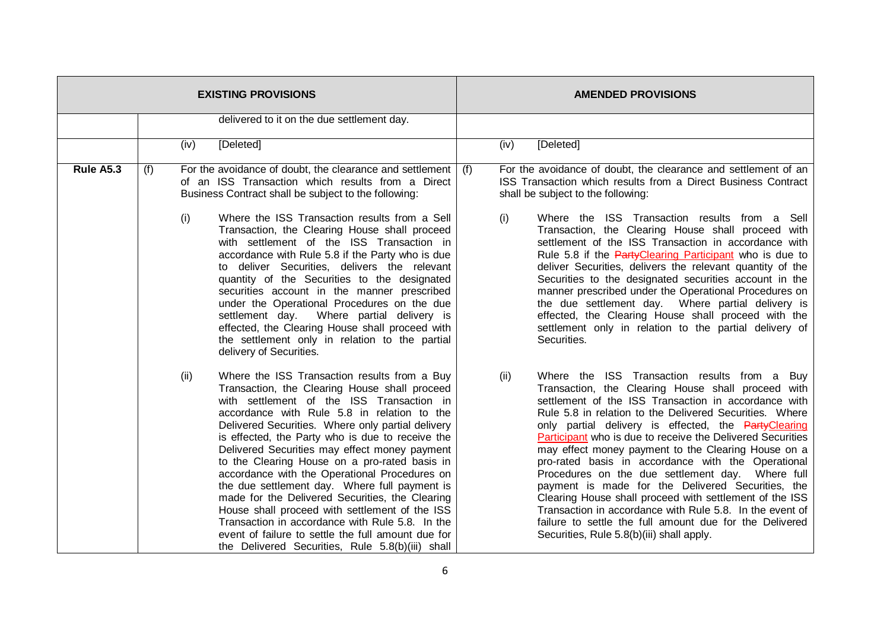| | EXISTING PROVISIONS | AMENDED PROVISIONS |
|---|---|---|
| | delivered to it on the due settlement day. | |
| | (iv) [Deleted] | (iv) [Deleted] |
| **Rule A5.3** | (f) For the avoidance of doubt, the clearance and settlement of an ISS Transaction which results from a Direct Business Contract shall be subject to the following:<br><br>(i) Where the ISS Transaction results from a Sell Transaction, the Clearing House shall proceed with settlement of the ISS Transaction in accordance with Rule 5.8 if the Party who is due to deliver Securities, delivers the relevant quantity of the Securities to the designated securities account in the manner prescribed under the Operational Procedures on the due settlement day. Where partial delivery is effected, the Clearing House shall proceed with the settlement only in relation to the partial delivery of Securities.<br><br>(ii) Where the ISS Transaction results from a Buy Transaction, the Clearing House shall proceed with settlement of the ISS Transaction in accordance with Rule 5.8 in relation to the Delivered Securities. Where only partial delivery is effected, the Party who is due to receive the Delivered Securities may effect money payment to the Clearing House on a pro-rated basis in accordance with the Operational Procedures on the due settlement day. Where full payment is made for the Delivered Securities, the Clearing House shall proceed with settlement of the ISS Transaction in accordance with Rule 5.8. In the event of failure to settle the full amount due for the Delivered Securities, Rule 5.8(b)(iii) shall | (f) For the avoidance of doubt, the clearance and settlement of an ISS Transaction which results from a Direct Business Contract shall be subject to the following:<br><br>(i) Where the ISS Transaction results from a Sell Transaction, the Clearing House shall proceed with settlement of the ISS Transaction in accordance with Rule 5.8 if the ~~Party~~Clearing Participant who is due to deliver Securities, delivers the relevant quantity of the Securities to the designated securities account in the manner prescribed under the Operational Procedures on the due settlement day. Where partial delivery is effected, the Clearing House shall proceed with the settlement only in relation to the partial delivery of Securities.<br><br>(ii) Where the ISS Transaction results from a Buy Transaction, the Clearing House shall proceed with settlement of the ISS Transaction in accordance with Rule 5.8 in relation to the Delivered Securities. Where only partial delivery is effected, the ~~Party~~Clearing Participant who is due to receive the Delivered Securities may effect money payment to the Clearing House on a pro-rated basis in accordance with the Operational Procedures on the due settlement day. Where full payment is made for the Delivered Securities, the Clearing House shall proceed with settlement of the ISS Transaction in accordance with Rule 5.8. In the event of failure to settle the full amount due for the Delivered Securities, Rule 5.8(b)(iii) shall apply. |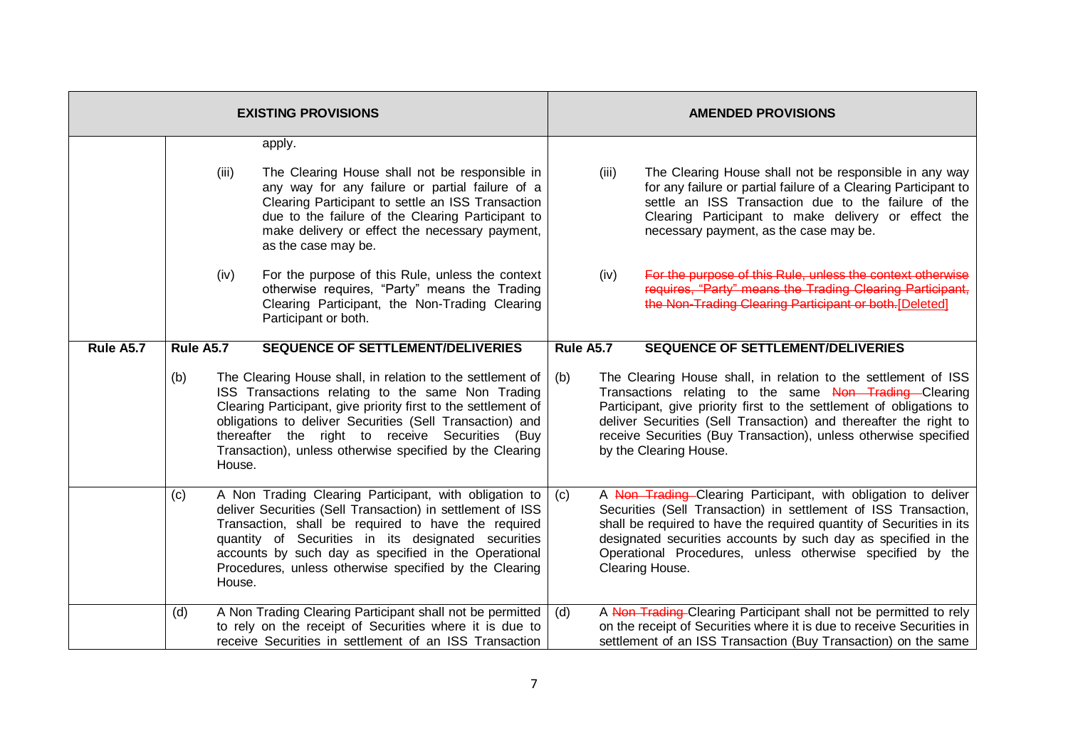| | EXISTING PROVISIONS | AMENDED PROVISIONS |
|---|---|---|
| | apply. | |
| | (iii) The Clearing House shall not be responsible in any way for any failure or partial failure of a Clearing Participant to settle an ISS Transaction due to the failure of the Clearing Participant to make delivery or effect the necessary payment, as the case may be. | (iii) The Clearing House shall not be responsible in any way for any failure or partial failure of a Clearing Participant to settle an ISS Transaction due to the failure of the Clearing Participant to make delivery or effect the necessary payment, as the case may be. |
| | (iv) For the purpose of this Rule, unless the context otherwise requires, "Party" means the Trading Clearing Participant, the Non-Trading Clearing Participant or both. | (iv) ~~For the purpose of this Rule, unless the context otherwise requires, "Party" means the Trading Clearing Participant, the Non-Trading Clearing Participant or both.~~[Deleted] |
| **Rule A5.7** | **Rule A5.7 SEQUENCE OF SETTLEMENT/DELIVERIES** | **Rule A5.7 SEQUENCE OF SETTLEMENT/DELIVERIES** |
| | (b) The Clearing House shall, in relation to the settlement of ISS Transactions relating to the same Non Trading Clearing Participant, give priority first to the settlement of obligations to deliver Securities (Sell Transaction) and thereafter the right to receive Securities (Buy Transaction), unless otherwise specified by the Clearing House. | (b) The Clearing House shall, in relation to the settlement of ISS Transactions relating to the same ~~Non Trading~~ Clearing Participant, give priority first to the settlement of obligations to deliver Securities (Sell Transaction) and thereafter the right to receive Securities (Buy Transaction), unless otherwise specified by the Clearing House. |
| | (c) A Non Trading Clearing Participant, with obligation to deliver Securities (Sell Transaction) in settlement of ISS Transaction, shall be required to have the required quantity of Securities in its designated securities accounts by such day as specified in the Operational Procedures, unless otherwise specified by the Clearing House. | (c) A ~~Non Trading~~ Clearing Participant, with obligation to deliver Securities (Sell Transaction) in settlement of ISS Transaction, shall be required to have the required quantity of Securities in its designated securities accounts by such day as specified in the Operational Procedures, unless otherwise specified by the Clearing House. |
| | (d) A Non Trading Clearing Participant shall not be permitted to rely on the receipt of Securities where it is due to receive Securities in settlement of an ISS Transaction | (d) A ~~Non Trading~~ Clearing Participant shall not be permitted to rely on the receipt of Securities where it is due to receive Securities in settlement of an ISS Transaction (Buy Transaction) on the same |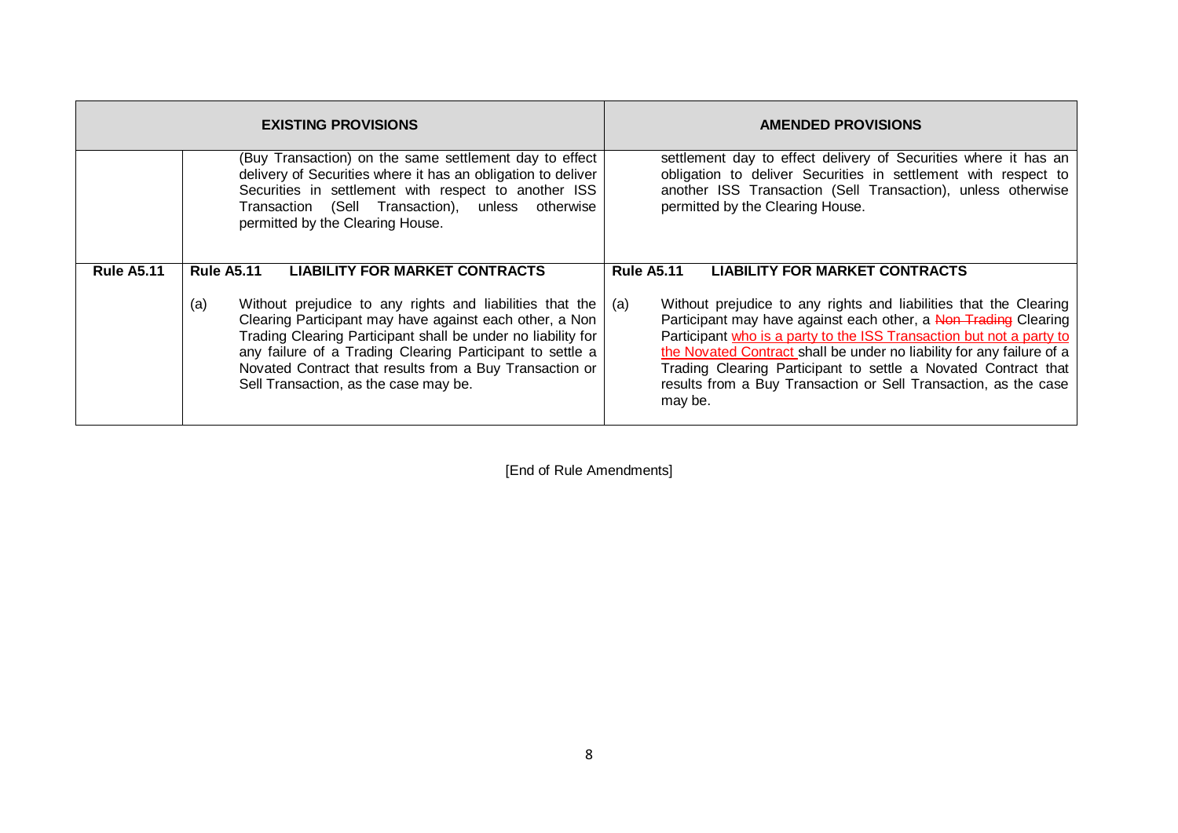| | EXISTING PROVISIONS | AMENDED PROVISIONS |
|---|---|---|
| | (Buy Transaction) on the same settlement day to effect delivery of Securities where it has an obligation to deliver Securities in settlement with respect to another ISS Transaction (Sell Transaction), unless otherwise permitted by the Clearing House. | settlement day to effect delivery of Securities where it has an obligation to deliver Securities in settlement with respect to another ISS Transaction (Sell Transaction), unless otherwise permitted by the Clearing House. |
| **Rule A5.11** | **Rule A5.11 LIABILITY FOR MARKET CONTRACTS**<br><br>(a) Without prejudice to any rights and liabilities that the Clearing Participant may have against each other, a Non Trading Clearing Participant shall be under no liability for any failure of a Trading Clearing Participant to settle a Novated Contract that results from a Buy Transaction or Sell Transaction, as the case may be. | **Rule A5.11 LIABILITY FOR MARKET CONTRACTS**<br><br>(a) Without prejudice to any rights and liabilities that the Clearing Participant may have against each other, a ~~Non Trading~~ Clearing Participant <u>who is a party to the ISS Transaction but not a party to the Novated Contract</u> shall be under no liability for any failure of a Trading Clearing Participant to settle a Novated Contract that results from a Buy Transaction or Sell Transaction, as the case may be. |

[End of Rule Amendments]